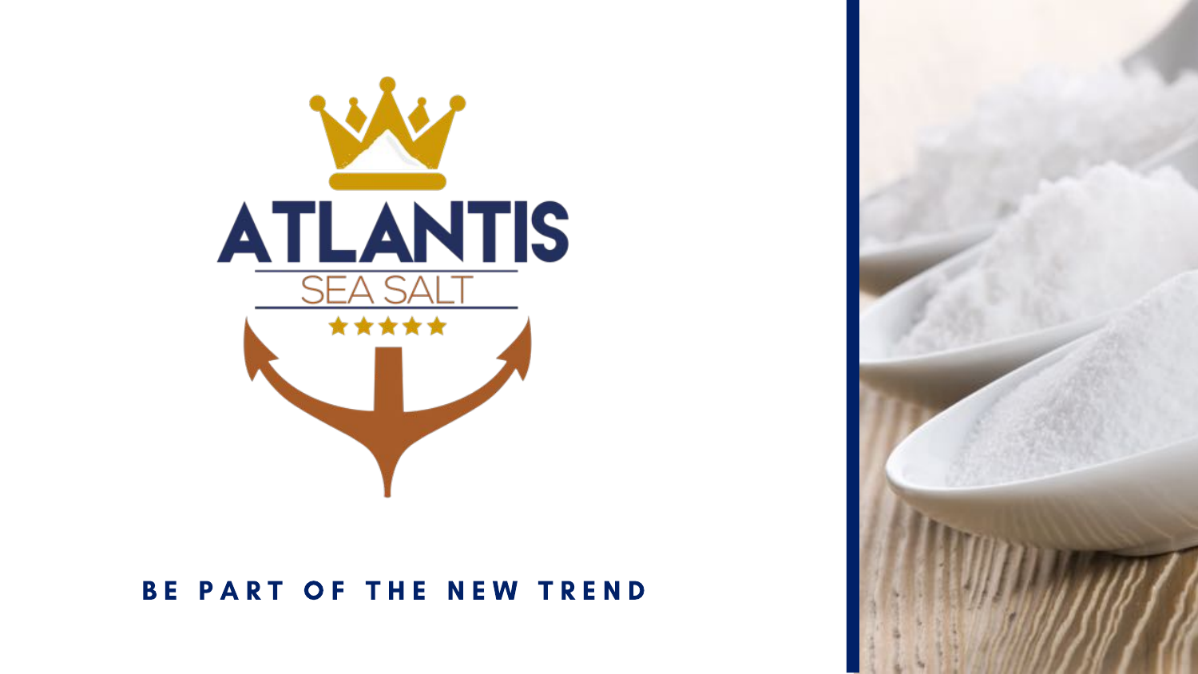# ATLANTIS

## SEA SALT

★★★★★

**BE PART OF THE NEW TREND**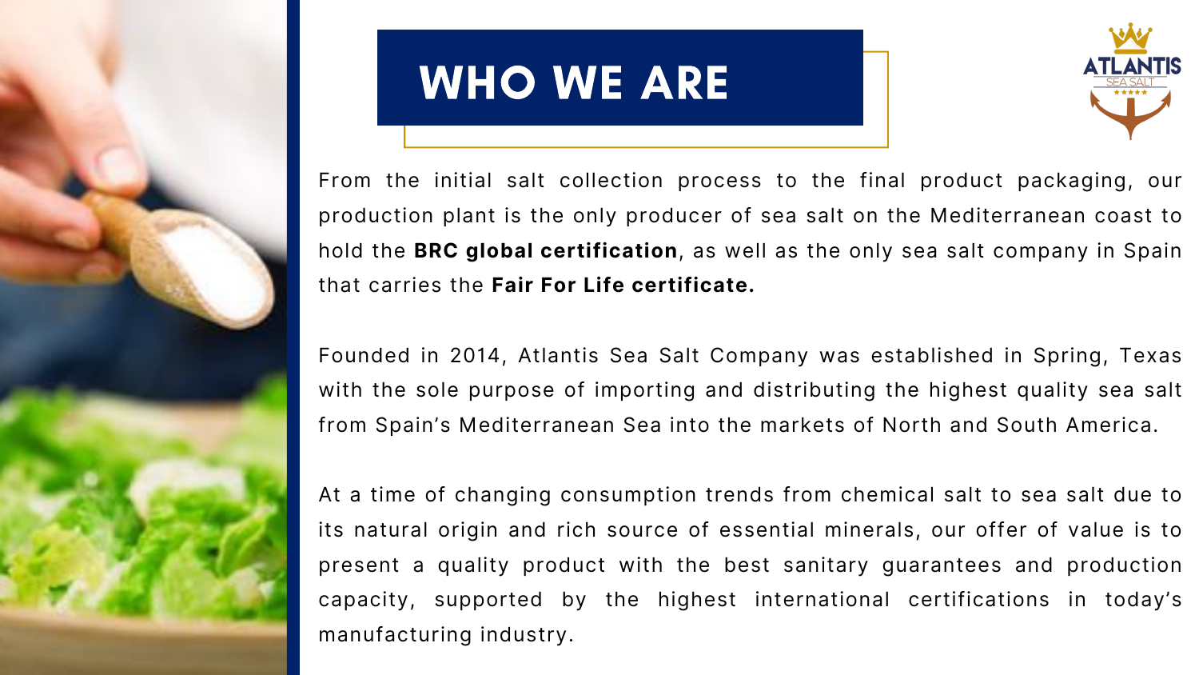# WHO WE ARE

From the initial salt collection process to the final product packaging, our production plant is the only producer of sea salt on the Mediterranean coast to hold the **BRC global certification**, as well as the only sea salt company in Spain that carries the **Fair For Life certificate.**

Founded in 2014, Atlantis Sea Salt Company was established in Spring, Texas with the sole purpose of importing and distributing the highest quality sea salt from Spain's Mediterranean Sea into the markets of North and South America.

At a time of changing consumption trends from chemical salt to sea salt due to its natural origin and rich source of essential minerals, our offer of value is to present a quality product with the best sanitary guarantees and production capacity, supported by the highest international certifications in today's manufacturing industry.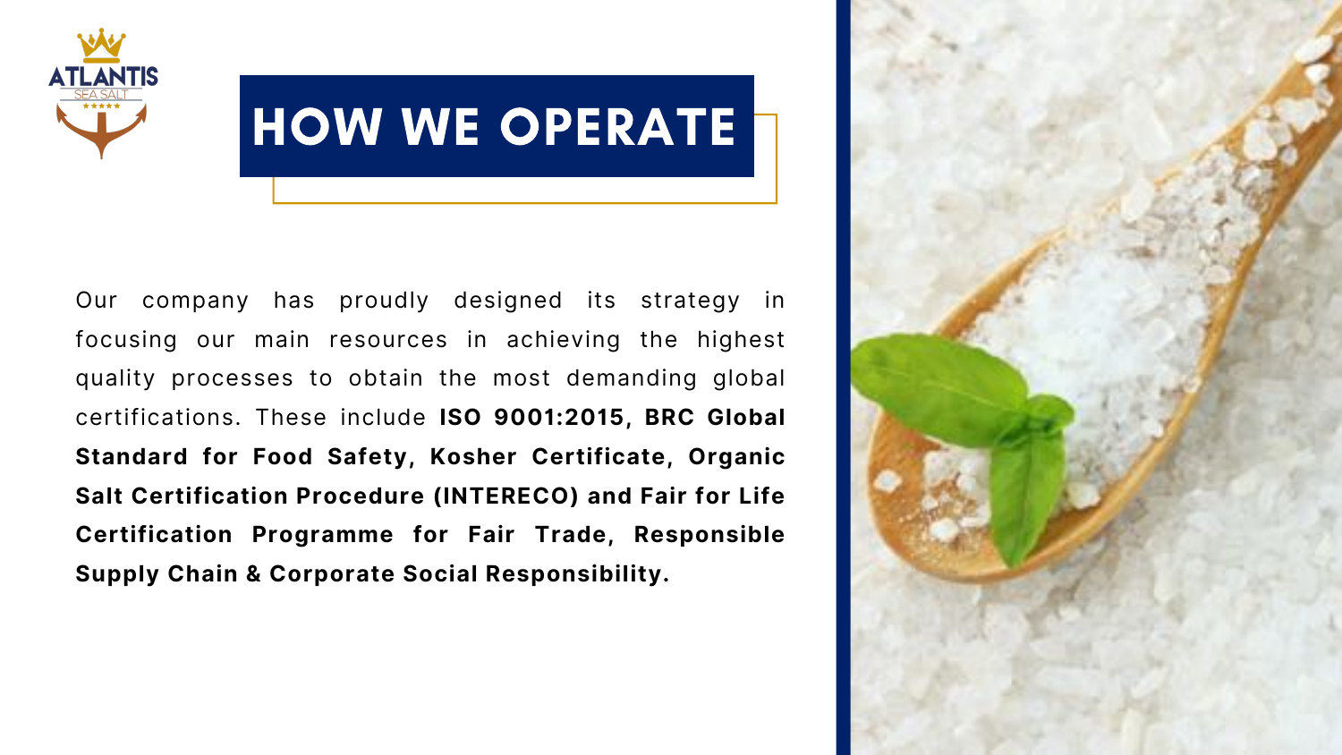# HOW WE OPERATE

Our company has proudly designed its strategy in focusing our main resources in achieving the highest quality processes to obtain the most demanding global certifications. These include **ISO 9001:2015, BRC Global Standard for Food Safety, Kosher Certificate, Organic Salt Certification Procedure (INTERECO) and Fair for Life Certification Programme for Fair Trade, Responsible Supply Chain & Corporate Social Responsibility.**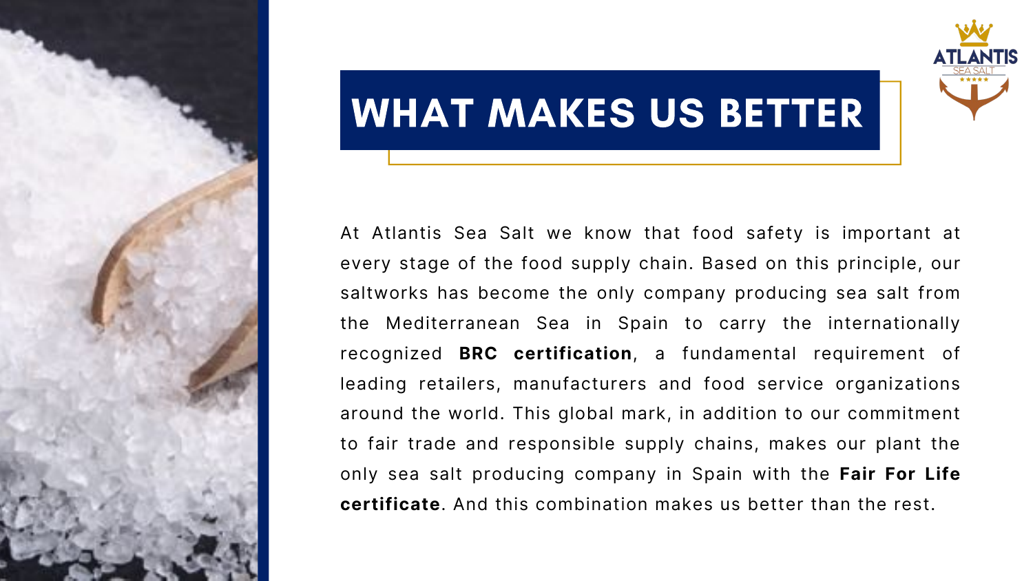# WHAT MAKES US BETTER

At Atlantis Sea Salt we know that food safety is important at every stage of the food supply chain. Based on this principle, our saltworks has become the only company producing sea salt from the Mediterranean Sea in Spain to carry the internationally recognized **BRC certification**, a fundamental requirement of leading retailers, manufacturers and food service organizations around the world. This global mark, in addition to our commitment to fair trade and responsible supply chains, makes our plant the only sea salt producing company in Spain with the **Fair For Life certificate**. And this combination makes us better than the rest.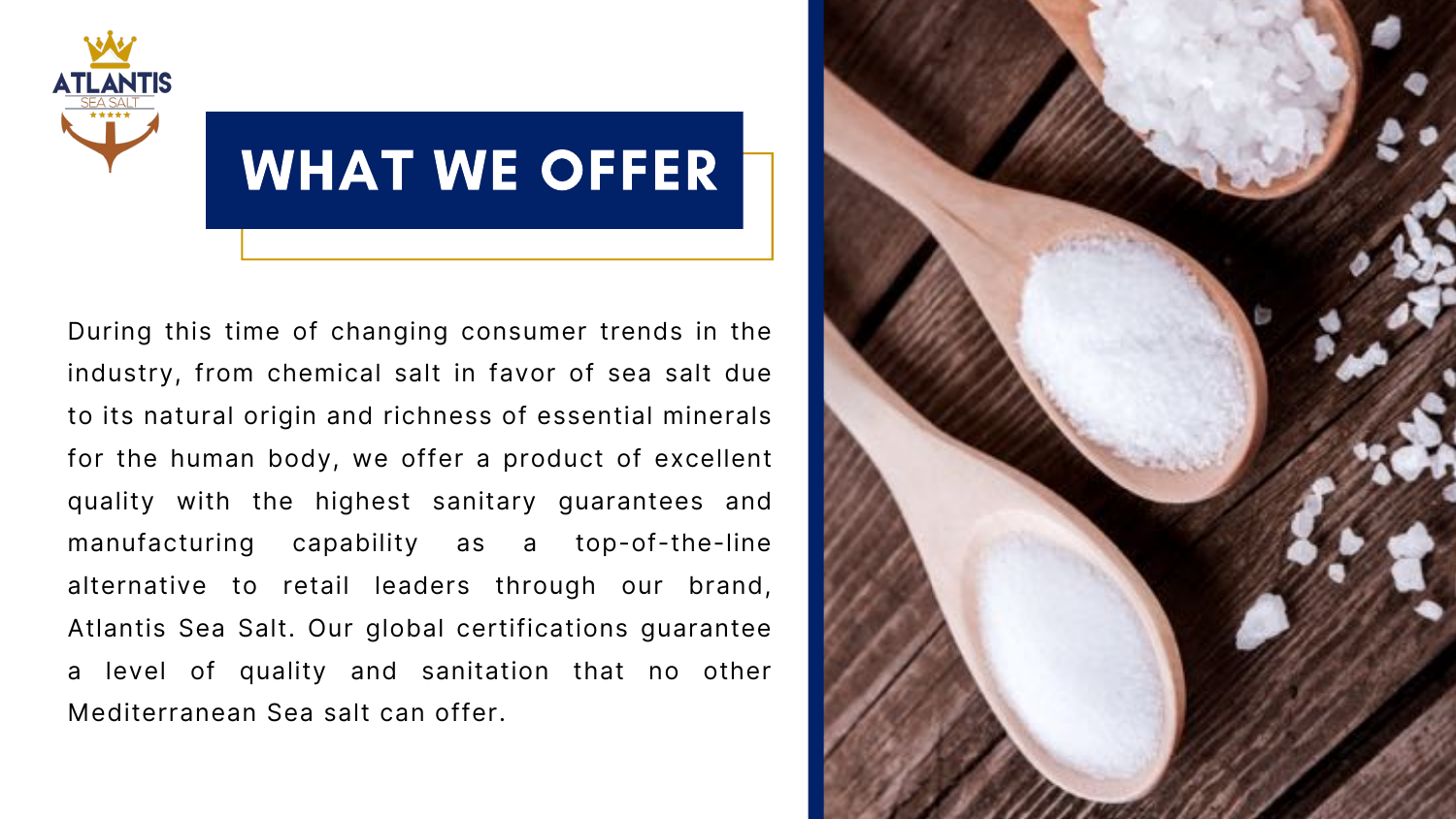# WHAT WE OFFER

During this time of changing consumer trends in the industry, from chemical salt in favor of sea salt due to its natural origin and richness of essential minerals for the human body, we offer a product of excellent quality with the highest sanitary guarantees and manufacturing capability as a top-of-the-line alternative to retail leaders through our brand, Atlantis Sea Salt. Our global certifications guarantee a level of quality and sanitation that no other Mediterranean Sea salt can offer.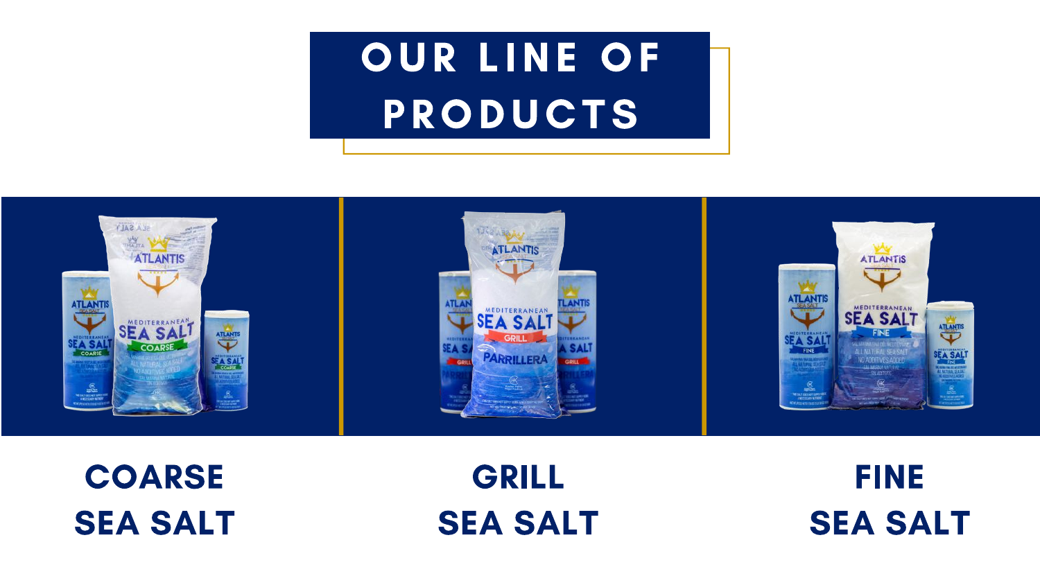# OUR LINE OF PRODUCTS

**COARSE SEA SALT**

**GRILL SEA SALT**

**FINE SEA SALT**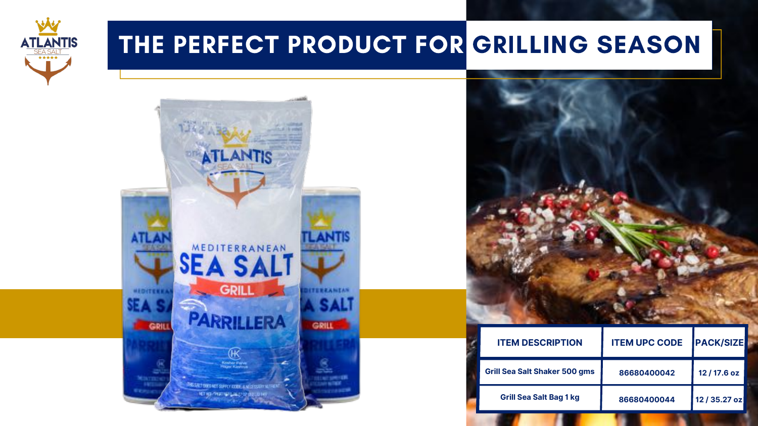# THE PERFECT PRODUCT FOR GRILLING SEASON

| ITEM DESCRIPTION | ITEM UPC CODE | PACK/SIZE |
| --- | --- | --- |
| Grill Sea Salt Shaker 500 gms | 86680400042 | 12 / 17.6 oz |
| Grill Sea Salt Bag 1 kg | 86680400044 | 12 / 35.27 oz |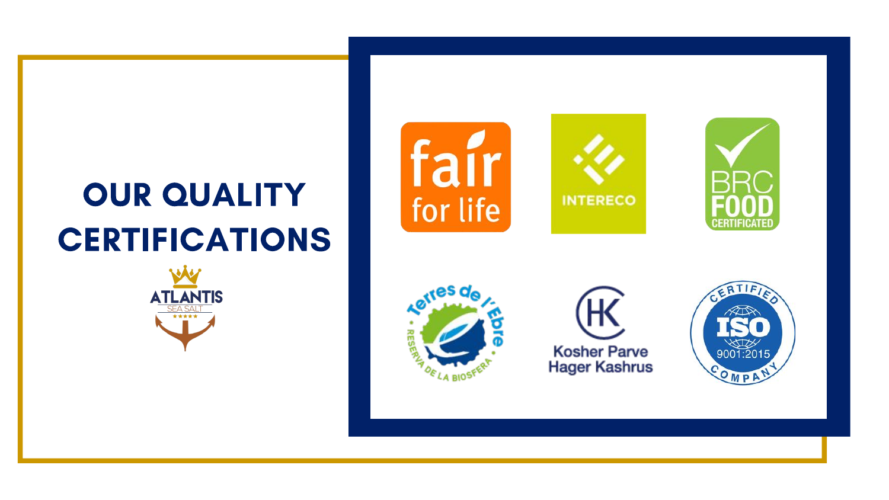# OUR QUALITY CERTIFICATIONS

ATLANTIS
SEA SALT

fair for life

INTERECO

BRC FOOD CERTIFICATED

Terres de l'Ebre · RESERVA DE LA BIOSFERA ·

Kosher Parve
Hager Kashrus

CERTIFIED ISO 9001:2015 COMPANY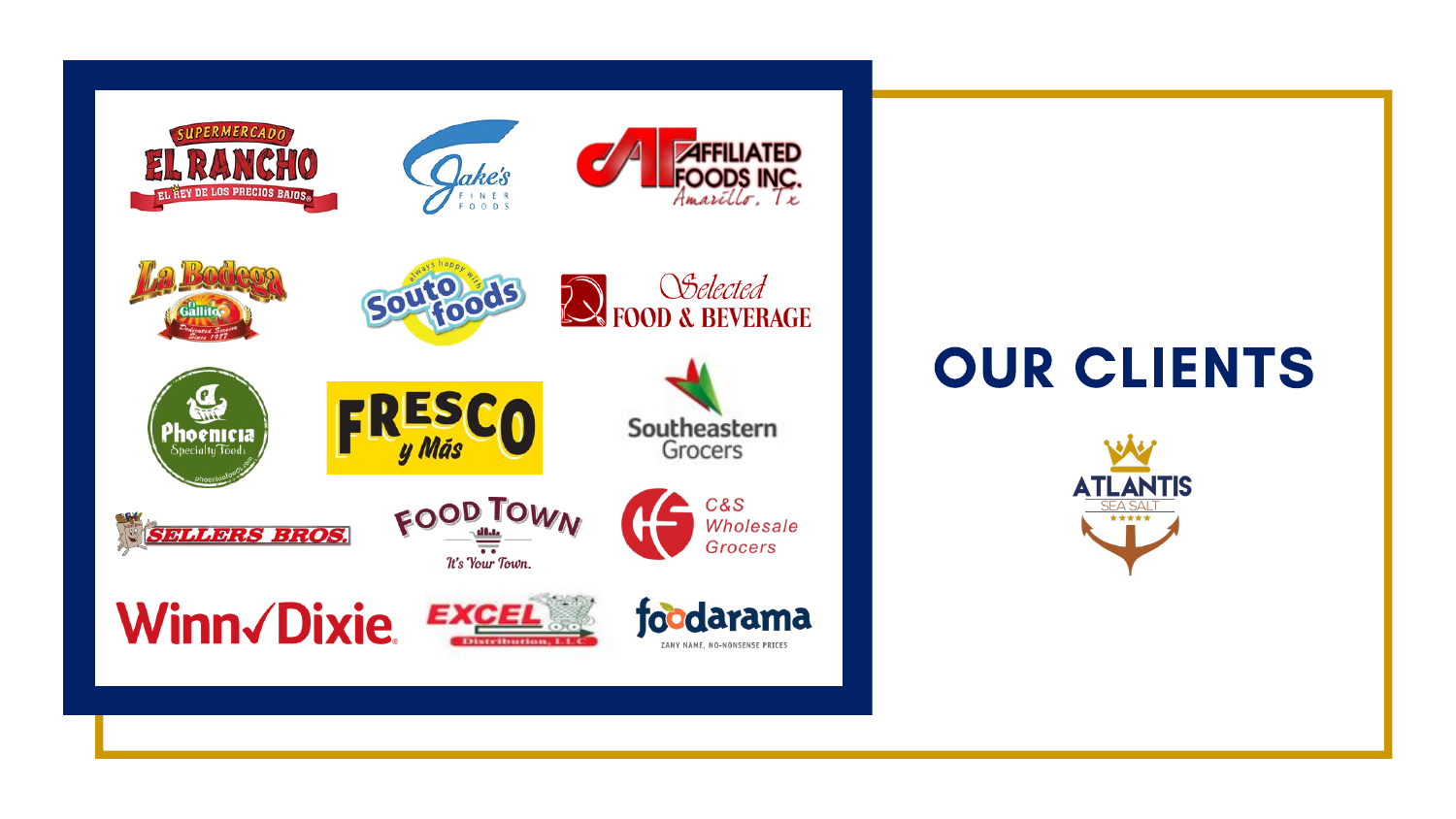# OUR CLIENTS

ATLANTIS SEA SALT

- Supermercado El Rancho — El Rey de los Precios Bajos
- Jake's Finer Foods
- Affiliated Foods Inc. Amarillo, Tx
- La Bodega El Gallito — Dedicated Service Since 1987
- Souto Foods — always happy with
- Selected Food & Beverage
- Phoenicia Specialty Foods
- Fresco y Más
- Southeastern Grocers
- Sellers Bros.
- Food Town — It's Your Town.
- C&S Wholesale Grocers
- Winn✓Dixie
- Excel Distribution, L.L.C.
- foodarama — Zany Name, No-Nonsense Prices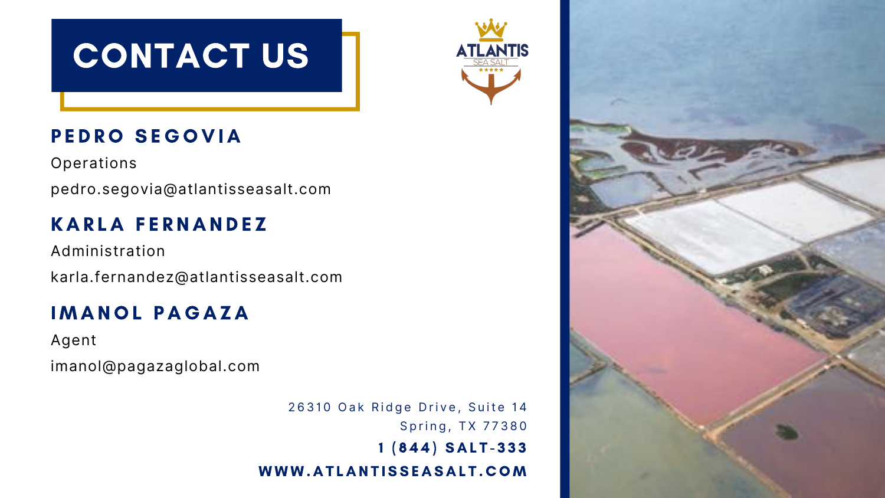# CONTACT US

ATLANTIS SEA SALT

## PEDRO SEGOVIA

Operations

pedro.segovia@atlantisseasalt.com

## KARLA FERNANDEZ

Administration

karla.fernandez@atlantisseasalt.com

## IMANOL PAGAZA

Agent

imanol@pagazaglobal.com

26310 Oak Ridge Drive, Suite 14
Spring, TX 77380

**1 (844) SALT-333**

**WWW.ATLANTISSEASALT.COM**